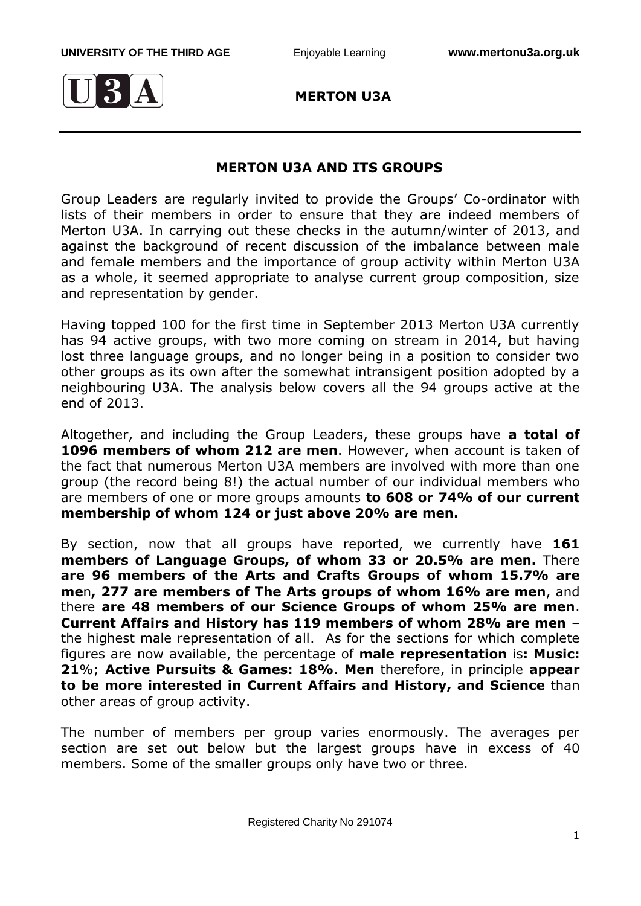# MERTON U3A

## MERTON U3A AND ITS GROUPS

Group Leaders are regularly invited to provide the Groups' Co-ordinator with lists of their members in order to ensure that they are indeed members of Merton U3A. In carrying out these checks in the autumn/winter of 2013, and against the background of recent discussion of the imbalance between male and female members and the importance of group activity within Merton U3A as a whole, it seemed appropriate to analyse current group composition, size and representation by gender.

Having topped 100 for the first time in September 2013 Merton U3A currently has 94 active groups, with two more coming on stream in 2014, but having lost three language groups, and no longer being in a position to consider two other groups as its own after the somewhat intransigent position adopted by a neighbouring U3A. The analysis below covers all the 94 groups active at the end of 2013.

Altogether, and including the Group Leaders, these groups have **a total of 1096 members of whom 212 are men**. However, when account is taken of the fact that numerous Merton U3A members are involved with more than one group (the record being 8!) the actual number of our individual members who are members of one or more groups amounts **to 608 or 74% of our current membership of whom 124 or just above 20% are men.**

By section, now that all groups have reported, we currently have **161 members of Language Groups, of whom 33 or 20.5% are men.** There **are 96 members of the Arts and Crafts Groups of whom 15.7% are men, 277 are members of The Arts groups of whom 16% are men**, and there **are 48 members of our Science Groups of whom 25% are men**. **Current Affairs and History has 119 members of whom 28% are men** – the highest male representation of all. As for the sections for which complete figures are now available, the percentage of **male representation** is**: Music: 21**%; **Active Pursuits & Games: 18%**. **Men** therefore, in principle **appear to be more interested in Current Affairs and History, and Science** than other areas of group activity.

The number of members per group varies enormously. The averages per section are set out below but the largest groups have in excess of 40 members. Some of the smaller groups only have two or three.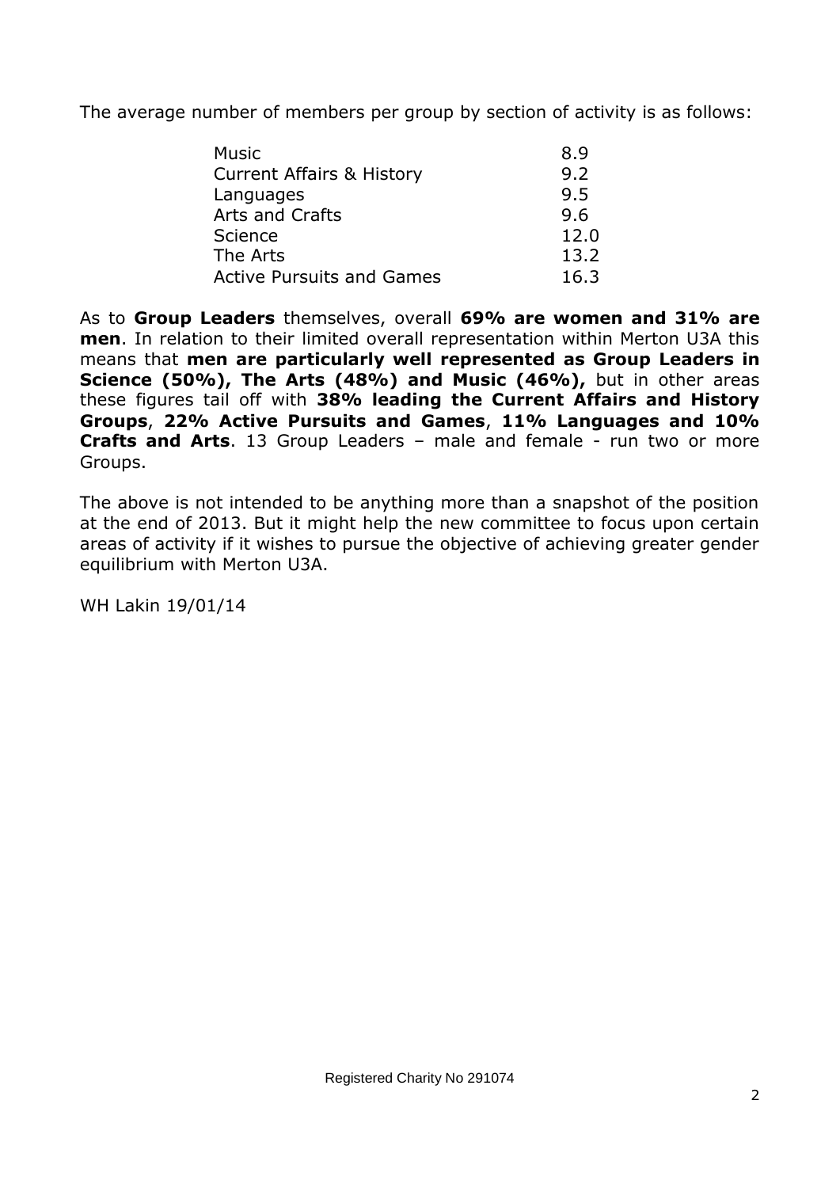The average number of members per group by section of activity is as follows:

| | |
|---|---|
| Music | 8.9 |
| Current Affairs & History | 9.2 |
| Languages | 9.5 |
| Arts and Crafts | 9.6 |
| Science | 12.0 |
| The Arts | 13.2 |
| Active Pursuits and Games | 16.3 |

As to **Group Leaders** themselves, overall **69% are women and 31% are men**. In relation to their limited overall representation within Merton U3A this means that **men are particularly well represented as Group Leaders in Science (50%), The Arts (48%) and Music (46%),** but in other areas these figures tail off with **38% leading the Current Affairs and History Groups**, **22% Active Pursuits and Games**, **11% Languages and 10% Crafts and Arts**. 13 Group Leaders – male and female - run two or more Groups.

The above is not intended to be anything more than a snapshot of the position at the end of 2013. But it might help the new committee to focus upon certain areas of activity if it wishes to pursue the objective of achieving greater gender equilibrium with Merton U3A.

WH Lakin 19/01/14

Registered Charity No 291074